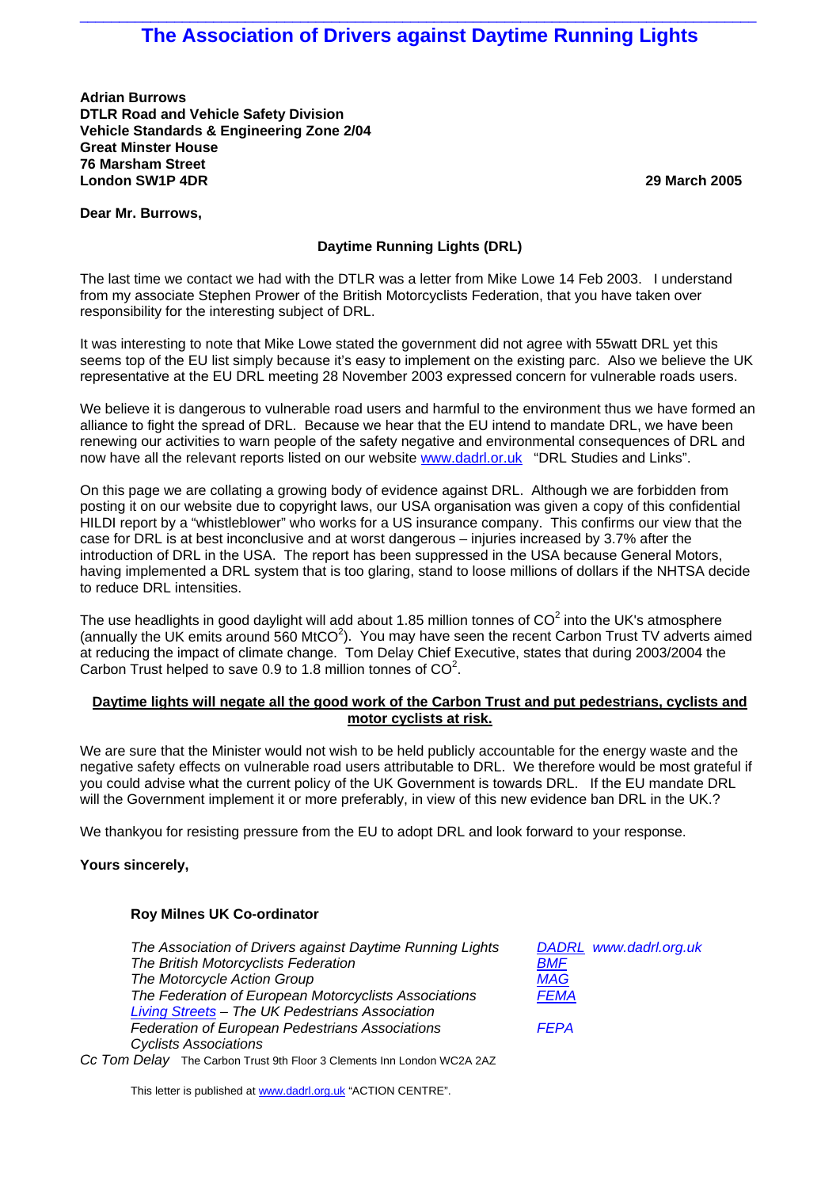# The Association of Drivers against Daytime Running Lights

**Adrian Burrows**
**DTLR Road and Vehicle Safety Division**
**Vehicle Standards & Engineering Zone 2/04**
**Great Minster House**
**76 Marsham Street**
**London SW1P 4DR**

**29 March 2005**

**Dear Mr. Burrows,**

**Daytime Running Lights (DRL)**

The last time we contact we had with the DTLR was a letter from Mike Lowe 14 Feb 2003. I understand from my associate Stephen Prower of the British Motorcyclists Federation, that you have taken over responsibility for the interesting subject of DRL.

It was interesting to note that Mike Lowe stated the government did not agree with 55watt DRL yet this seems top of the EU list simply because it's easy to implement on the existing parc. Also we believe the UK representative at the EU DRL meeting 28 November 2003 expressed concern for vulnerable roads users.

We believe it is dangerous to vulnerable road users and harmful to the environment thus we have formed an alliance to fight the spread of DRL. Because we hear that the EU intend to mandate DRL, we have been renewing our activities to warn people of the safety negative and environmental consequences of DRL and now have all the relevant reports listed on our website www.dadrl.or.uk "DRL Studies and Links".

On this page we are collating a growing body of evidence against DRL. Although we are forbidden from posting it on our website due to copyright laws, our USA organisation was given a copy of this confidential HILDI report by a "whistleblower" who works for a US insurance company. This confirms our view that the case for DRL is at best inconclusive and at worst dangerous – injuries increased by 3.7% after the introduction of DRL in the USA. The report has been suppressed in the USA because General Motors, having implemented a DRL system that is too glaring, stand to loose millions of dollars if the NHTSA decide to reduce DRL intensities.

The use headlights in good daylight will add about 1.85 million tonnes of $CO^2$ into the UK's atmosphere (annually the UK emits around 560 $MtCO^2$). You may have seen the recent Carbon Trust TV adverts aimed at reducing the impact of climate change. Tom Delay Chief Executive, states that during 2003/2004 the Carbon Trust helped to save 0.9 to 1.8 million tonnes of $CO^2$.

**<u>Daytime lights will negate all the good work of the Carbon Trust and put pedestrians, cyclists and motor cyclists at risk.</u>**

We are sure that the Minister would not wish to be held publicly accountable for the energy waste and the negative safety effects on vulnerable road users attributable to DRL. We therefore would be most grateful if you could advise what the current policy of the UK Government is towards DRL. If the EU mandate DRL will the Government implement it or more preferably, in view of this new evidence ban DRL in the UK.?

We thankyou for resisting pressure from the EU to adopt DRL and look forward to your response.

**Yours sincerely,**

**Roy Milnes UK Co-ordinator**

*The Association of Drivers against Daytime Running Lights* — *DADRL www.dadrl.org.uk*
*The British Motorcyclists Federation* — *BMF*
*The Motorcycle Action Group* — *MAG*
*The Federation of European Motorcyclists Associations* — *FEMA*
*Living Streets – The UK Pedestrians Association*
*Federation of European Pedestrians Associations* — *FEPA*
*Cyclists Associations*

Cc *Tom Delay* The Carbon Trust 9th Floor 3 Clements Inn London WC2A 2AZ

This letter is published at www.dadrl.org.uk "ACTION CENTRE".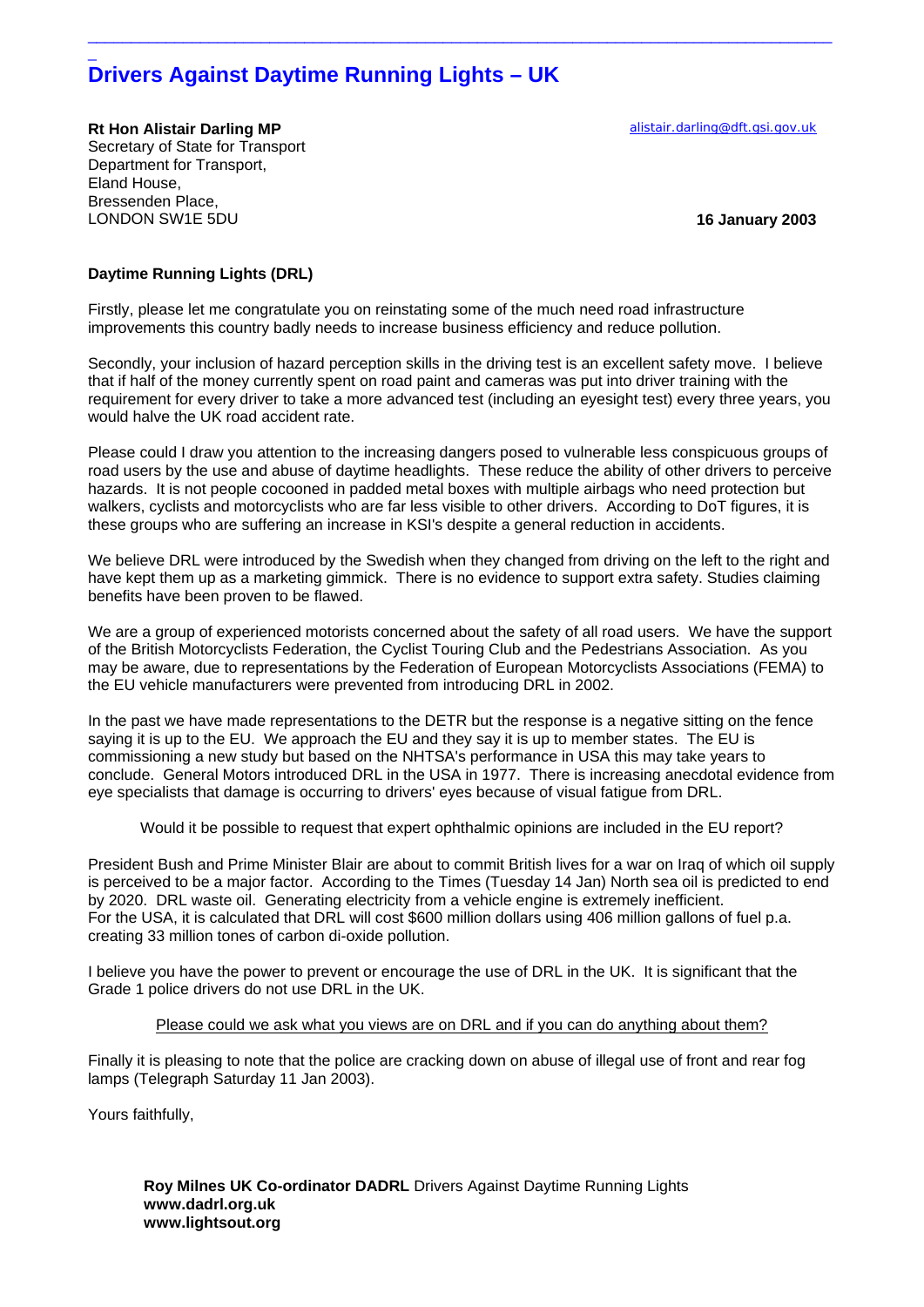# Drivers Against Daytime Running Lights – UK

**Rt Hon Alistair Darling MP**
Secretary of State for Transport
Department for Transport,
Eland House,
Bressenden Place,
LONDON SW1E 5DU

alistair.darling@dft.gsi.gov.uk

**16 January 2003**

**Daytime Running Lights (DRL)**

Firstly, please let me congratulate you on reinstating some of the much need road infrastructure improvements this country badly needs to increase business efficiency and reduce pollution.

Secondly, your inclusion of hazard perception skills in the driving test is an excellent safety move. I believe that if half of the money currently spent on road paint and cameras was put into driver training with the requirement for every driver to take a more advanced test (including an eyesight test) every three years, you would halve the UK road accident rate.

Please could I draw you attention to the increasing dangers posed to vulnerable less conspicuous groups of road users by the use and abuse of daytime headlights. These reduce the ability of other drivers to perceive hazards. It is not people cocooned in padded metal boxes with multiple airbags who need protection but walkers, cyclists and motorcyclists who are far less visible to other drivers. According to DoT figures, it is these groups who are suffering an increase in KSI's despite a general reduction in accidents.

We believe DRL were introduced by the Swedish when they changed from driving on the left to the right and have kept them up as a marketing gimmick. There is no evidence to support extra safety. Studies claiming benefits have been proven to be flawed.

We are a group of experienced motorists concerned about the safety of all road users. We have the support of the British Motorcyclists Federation, the Cyclist Touring Club and the Pedestrians Association. As you may be aware, due to representations by the Federation of European Motorcyclists Associations (FEMA) to the EU vehicle manufacturers were prevented from introducing DRL in 2002.

In the past we have made representations to the DETR but the response is a negative sitting on the fence saying it is up to the EU. We approach the EU and they say it is up to member states. The EU is commissioning a new study but based on the NHTSA's performance in USA this may take years to conclude. General Motors introduced DRL in the USA in 1977. There is increasing anecdotal evidence from eye specialists that damage is occurring to drivers' eyes because of visual fatigue from DRL.

Would it be possible to request that expert ophthalmic opinions are included in the EU report?

President Bush and Prime Minister Blair are about to commit British lives for a war on Iraq of which oil supply is perceived to be a major factor. According to the Times (Tuesday 14 Jan) North sea oil is predicted to end by 2020. DRL waste oil. Generating electricity from a vehicle engine is extremely inefficient.
For the USA, it is calculated that DRL will cost $600 million dollars using 406 million gallons of fuel p.a. creating 33 million tones of carbon di-oxide pollution.

I believe you have the power to prevent or encourage the use of DRL in the UK. It is significant that the Grade 1 police drivers do not use DRL in the UK.

<u>Please could we ask what you views are on DRL and if you can do anything about them?</u>

Finally it is pleasing to note that the police are cracking down on abuse of illegal use of front and rear fog lamps (Telegraph Saturday 11 Jan 2003).

Yours faithfully,

**Roy Milnes UK Co-ordinator DADRL** Drivers Against Daytime Running Lights
**www.dadrl.org.uk**
**www.lightsout.org**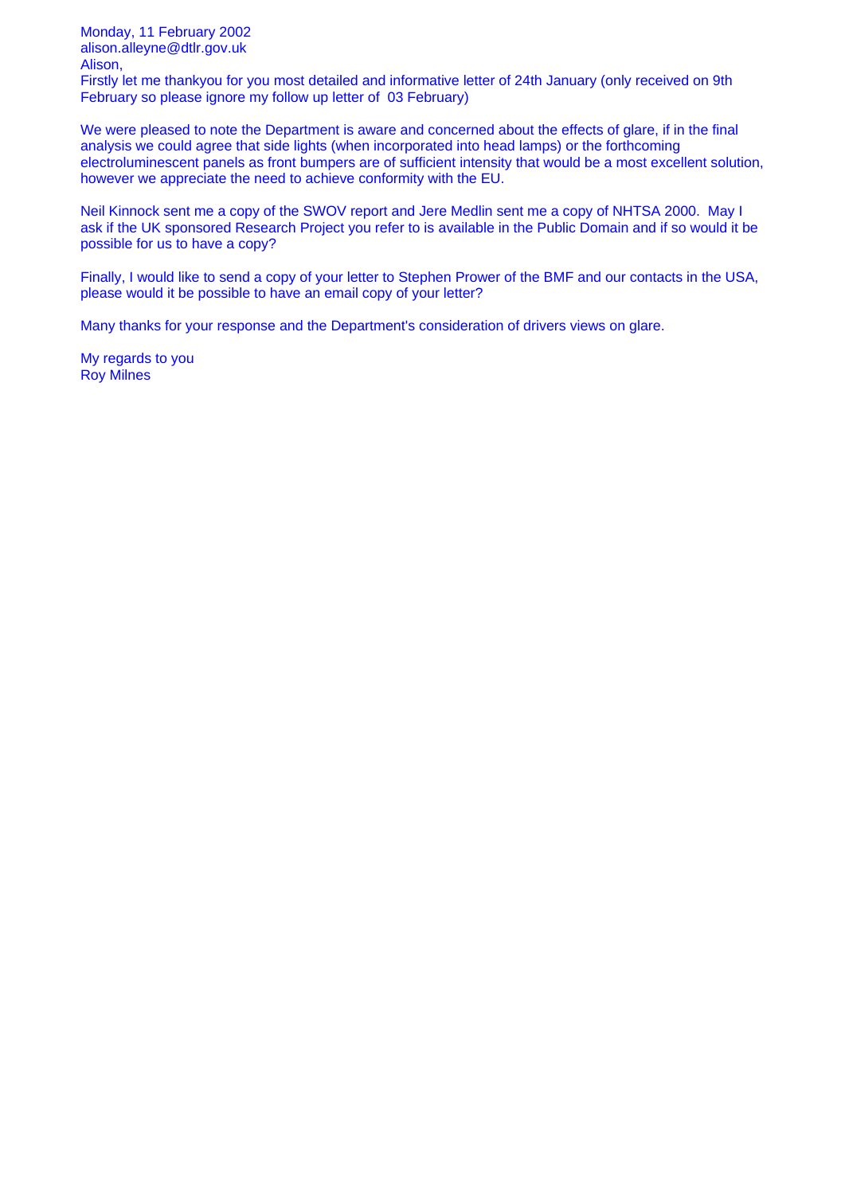Monday, 11 February 2002
alison.alleyne@dtlr.gov.uk
Alison,
Firstly let me thankyou for you most detailed and informative letter of 24th January (only received on 9th February so please ignore my follow up letter of 03 February)

We were pleased to note the Department is aware and concerned about the effects of glare, if in the final analysis we could agree that side lights (when incorporated into head lamps) or the forthcoming electroluminescent panels as front bumpers are of sufficient intensity that would be a most excellent solution, however we appreciate the need to achieve conformity with the EU.

Neil Kinnock sent me a copy of the SWOV report and Jere Medlin sent me a copy of NHTSA 2000. May I ask if the UK sponsored Research Project you refer to is available in the Public Domain and if so would it be possible for us to have a copy?

Finally, I would like to send a copy of your letter to Stephen Prower of the BMF and our contacts in the USA, please would it be possible to have an email copy of your letter?

Many thanks for your response and the Department's consideration of drivers views on glare.

My regards to you
Roy Milnes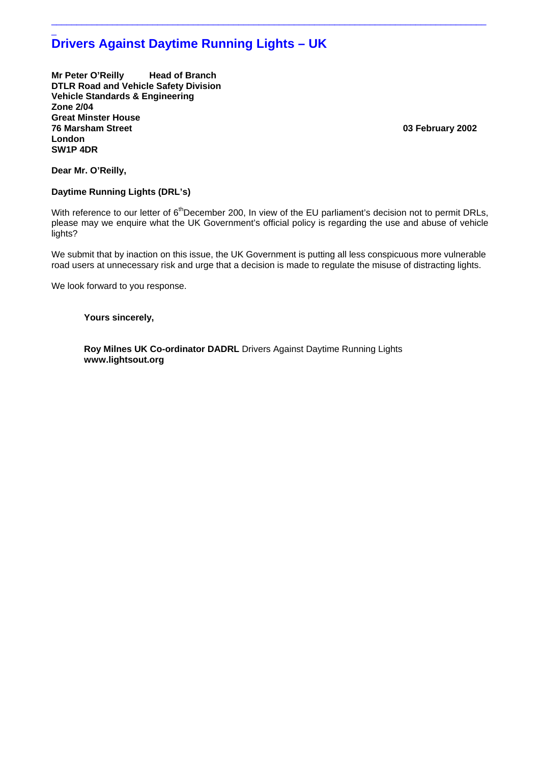# Drivers Against Daytime Running Lights – UK

**Mr Peter O'Reilly Head of Branch**
**DTLR Road and Vehicle Safety Division**
**Vehicle Standards & Engineering**
**Zone 2/04**
**Great Minster House**
**76 Marsham Street**
**London**
**SW1P 4DR**

**03 February 2002**

**Dear Mr. O'Reilly,**

**Daytime Running Lights (DRL's)**

With reference to our letter of 6th December 200, In view of the EU parliament's decision not to permit DRLs, please may we enquire what the UK Government's official policy is regarding the use and abuse of vehicle lights?

We submit that by inaction on this issue, the UK Government is putting all less conspicuous more vulnerable road users at unnecessary risk and urge that a decision is made to regulate the misuse of distracting lights.

We look forward to you response.

**Yours sincerely,**

**Roy Milnes UK Co-ordinator DADRL** Drivers Against Daytime Running Lights
**www.lightsout.org**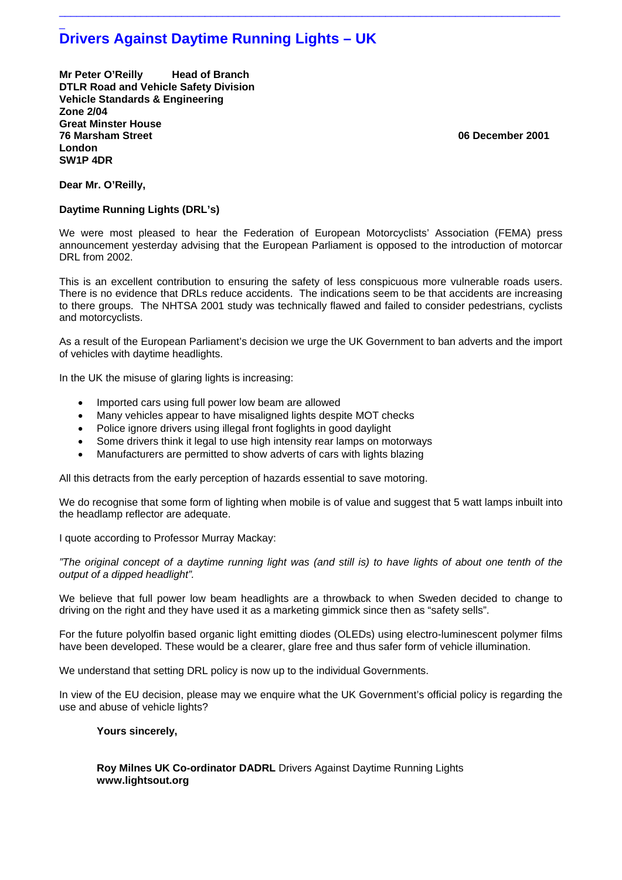# Drivers Against Daytime Running Lights – UK

**Mr Peter O'Reilly Head of Branch**
**DTLR Road and Vehicle Safety Division**
**Vehicle Standards & Engineering**
**Zone 2/04**
**Great Minster House**
**76 Marsham Street**
**London**
**SW1P 4DR**

**06 December 2001**

**Dear Mr. O'Reilly,**

**Daytime Running Lights (DRL's)**

We were most pleased to hear the Federation of European Motorcyclists' Association (FEMA) press announcement yesterday advising that the European Parliament is opposed to the introduction of motorcar DRL from 2002.

This is an excellent contribution to ensuring the safety of less conspicuous more vulnerable roads users. There is no evidence that DRLs reduce accidents. The indications seem to be that accidents are increasing to there groups. The NHTSA 2001 study was technically flawed and failed to consider pedestrians, cyclists and motorcyclists.

As a result of the European Parliament's decision we urge the UK Government to ban adverts and the import of vehicles with daytime headlights.

In the UK the misuse of glaring lights is increasing:

- Imported cars using full power low beam are allowed
- Many vehicles appear to have misaligned lights despite MOT checks
- Police ignore drivers using illegal front foglights in good daylight
- Some drivers think it legal to use high intensity rear lamps on motorways
- Manufacturers are permitted to show adverts of cars with lights blazing

All this detracts from the early perception of hazards essential to save motoring.

We do recognise that some form of lighting when mobile is of value and suggest that 5 watt lamps inbuilt into the headlamp reflector are adequate.

I quote according to Professor Murray Mackay:

*"The original concept of a daytime running light was (and still is) to have lights of about one tenth of the output of a dipped headlight".*

We believe that full power low beam headlights are a throwback to when Sweden decided to change to driving on the right and they have used it as a marketing gimmick since then as "safety sells".

For the future polyolfin based organic light emitting diodes (OLEDs) using electro-luminescent polymer films have been developed. These would be a clearer, glare free and thus safer form of vehicle illumination.

We understand that setting DRL policy is now up to the individual Governments.

In view of the EU decision, please may we enquire what the UK Government's official policy is regarding the use and abuse of vehicle lights?

**Yours sincerely,**

**Roy Milnes UK Co-ordinator DADRL** Drivers Against Daytime Running Lights
**www.lightsout.org**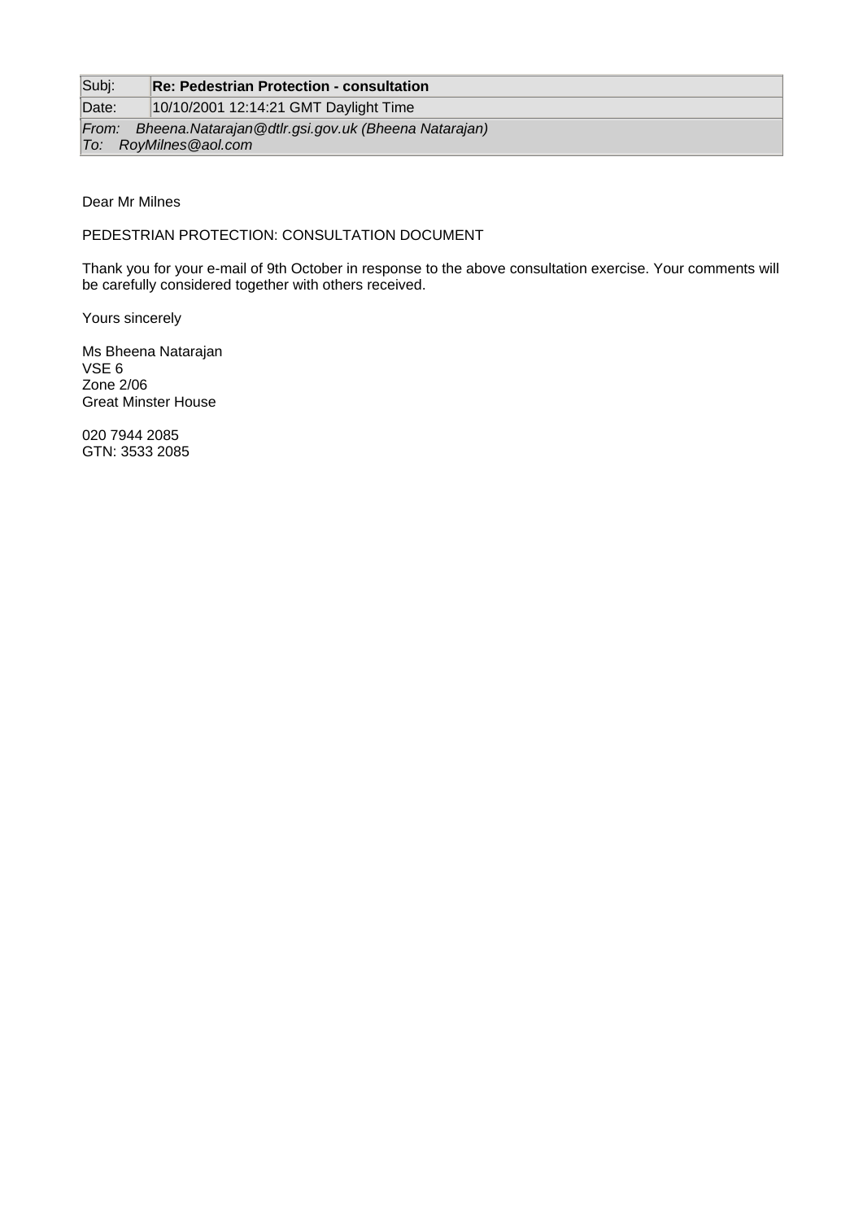| Subj: | **Re: Pedestrian Protection - consultation** |
| --- | --- |
| Date: | 10/10/2001 12:14:21 GMT Daylight Time |

*From: Bheena.Natarajan@dtlr.gsi.gov.uk (Bheena Natarajan)*
*To: RoyMilnes@aol.com*

Dear Mr Milnes

PEDESTRIAN PROTECTION: CONSULTATION DOCUMENT

Thank you for your e-mail of 9th October in response to the above consultation exercise. Your comments will be carefully considered together with others received.

Yours sincerely

Ms Bheena Natarajan
VSE 6
Zone 2/06
Great Minster House

020 7944 2085
GTN: 3533 2085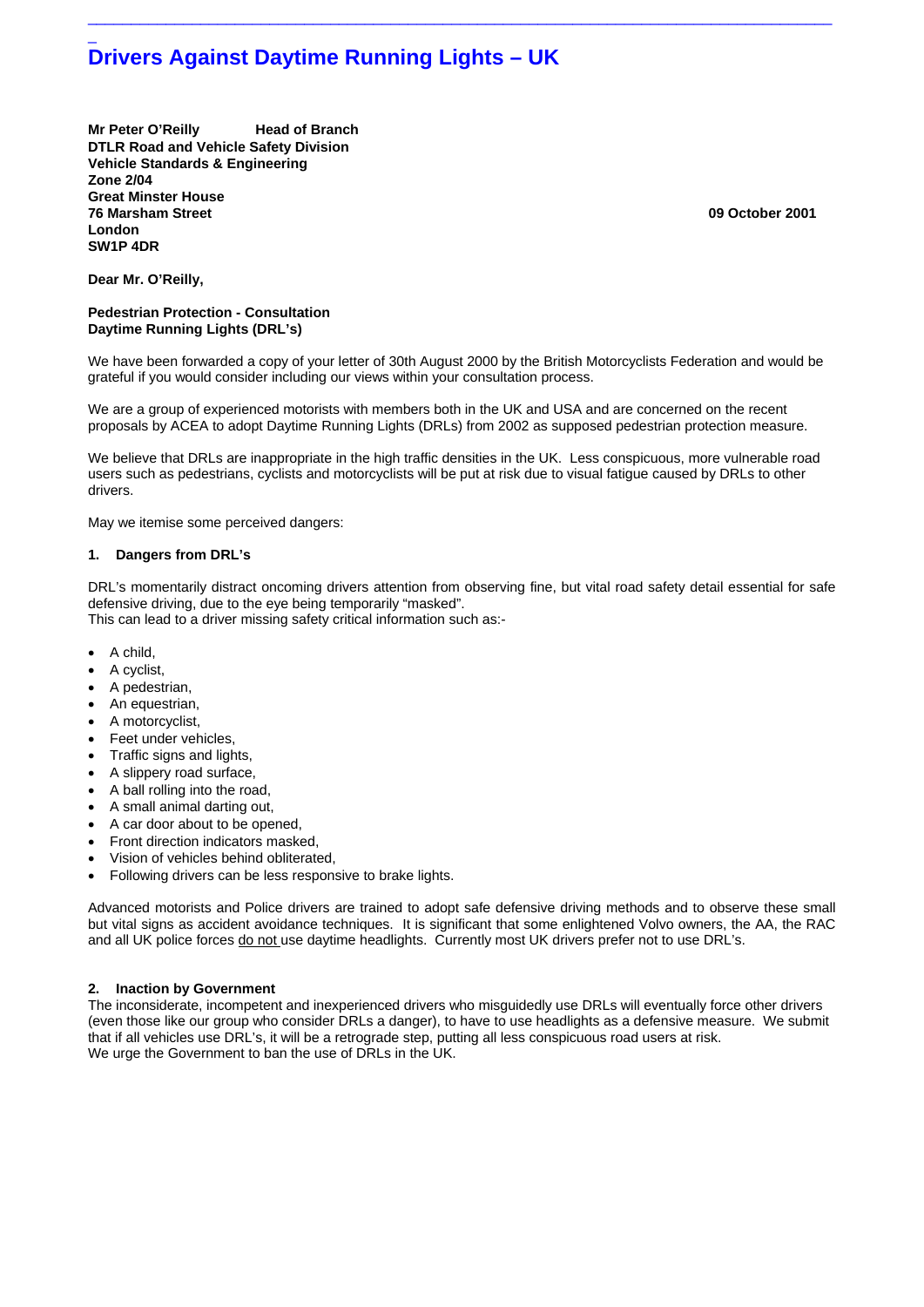# Drivers Against Daytime Running Lights – UK

**Mr Peter O'Reilly Head of Branch**
**DTLR Road and Vehicle Safety Division**
**Vehicle Standards & Engineering**
**Zone 2/04**
**Great Minster House**
**76 Marsham Street**
**London**
**SW1P 4DR**

**09 October 2001**

**Dear Mr. O'Reilly,**

**Pedestrian Protection - Consultation**
**Daytime Running Lights (DRL's)**

We have been forwarded a copy of your letter of 30th August 2000 by the British Motorcyclists Federation and would be grateful if you would consider including our views within your consultation process.

We are a group of experienced motorists with members both in the UK and USA and are concerned on the recent proposals by ACEA to adopt Daytime Running Lights (DRLs) from 2002 as supposed pedestrian protection measure.

We believe that DRLs are inappropriate in the high traffic densities in the UK. Less conspicuous, more vulnerable road users such as pedestrians, cyclists and motorcyclists will be put at risk due to visual fatigue caused by DRLs to other drivers.

May we itemise some perceived dangers:

### 1. Dangers from DRL's

DRL's momentarily distract oncoming drivers attention from observing fine, but vital road safety detail essential for safe defensive driving, due to the eye being temporarily "masked".
This can lead to a driver missing safety critical information such as:-

- A child,
- A cyclist,
- A pedestrian,
- An equestrian,
- A motorcyclist,
- Feet under vehicles,
- Traffic signs and lights,
- A slippery road surface,
- A ball rolling into the road,
- A small animal darting out,
- A car door about to be opened,
- Front direction indicators masked,
- Vision of vehicles behind obliterated,
- Following drivers can be less responsive to brake lights.

Advanced motorists and Police drivers are trained to adopt safe defensive driving methods and to observe these small but vital signs as accident avoidance techniques. It is significant that some enlightened Volvo owners, the AA, the RAC and all UK police forces do not use daytime headlights. Currently most UK drivers prefer not to use DRL's.

### 2. Inaction by Government

The inconsiderate, incompetent and inexperienced drivers who misguidedly use DRLs will eventually force other drivers (even those like our group who consider DRLs a danger), to have to use headlights as a defensive measure. We submit that if all vehicles use DRL's, it will be a retrograde step, putting all less conspicuous road users at risk.
We urge the Government to ban the use of DRLs in the UK.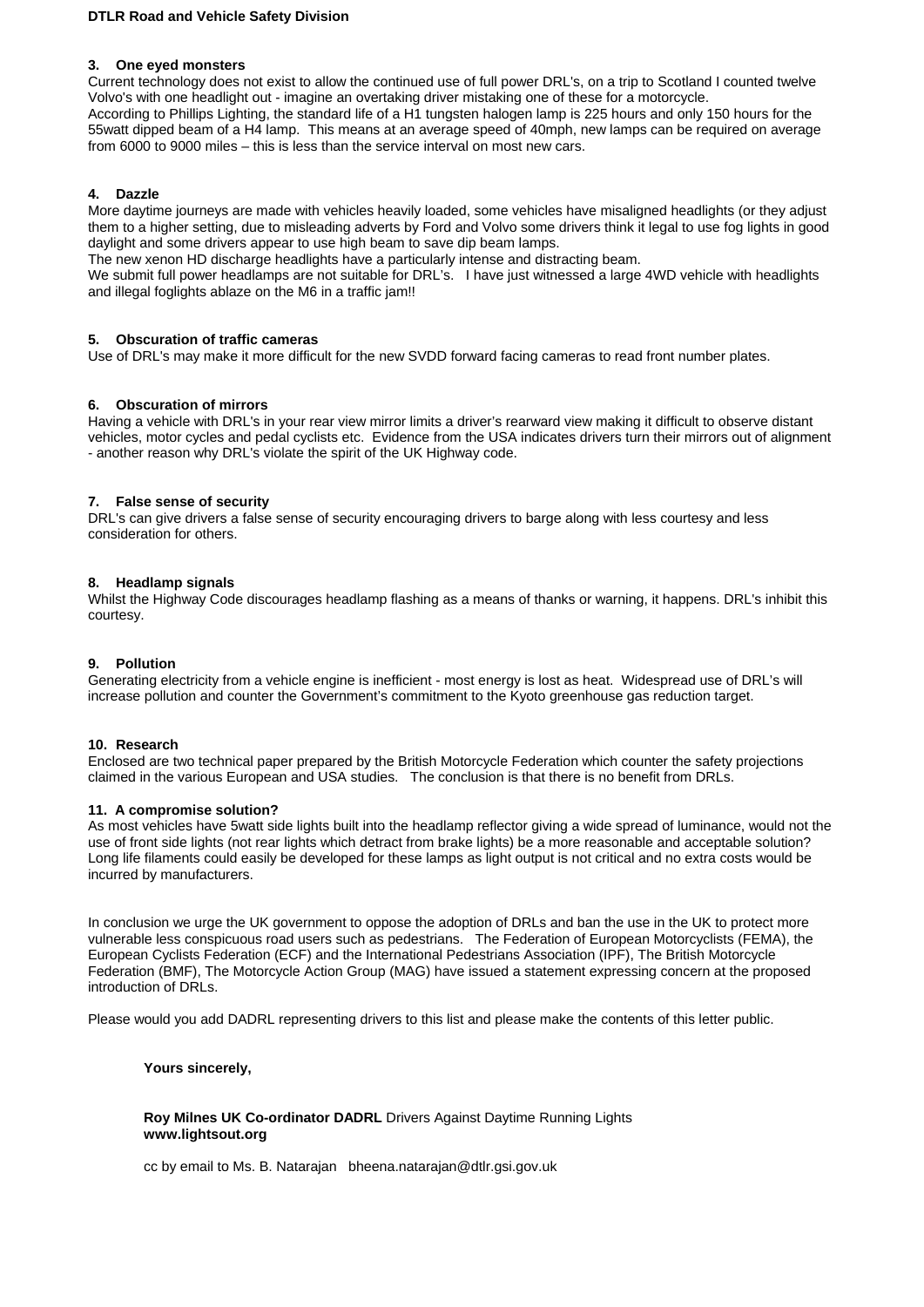### 3. One eyed monsters

Current technology does not exist to allow the continued use of full power DRL's, on a trip to Scotland I counted twelve Volvo's with one headlight out - imagine an overtaking driver mistaking one of these for a motorcycle.
According to Phillips Lighting, the standard life of a H1 tungsten halogen lamp is 225 hours and only 150 hours for the 55watt dipped beam of a H4 lamp. This means at an average speed of 40mph, new lamps can be required on average from 6000 to 9000 miles – this is less than the service interval on most new cars.

### 4. Dazzle

More daytime journeys are made with vehicles heavily loaded, some vehicles have misaligned headlights (or they adjust them to a higher setting, due to misleading adverts by Ford and Volvo some drivers think it legal to use fog lights in good daylight and some drivers appear to use high beam to save dip beam lamps.
The new xenon HD discharge headlights have a particularly intense and distracting beam.
We submit full power headlamps are not suitable for DRL's. I have just witnessed a large 4WD vehicle with headlights and illegal foglights ablaze on the M6 in a traffic jam!!

### 5. Obscuration of traffic cameras

Use of DRL's may make it more difficult for the new SVDD forward facing cameras to read front number plates.

### 6. Obscuration of mirrors

Having a vehicle with DRL's in your rear view mirror limits a driver's rearward view making it difficult to observe distant vehicles, motor cycles and pedal cyclists etc. Evidence from the USA indicates drivers turn their mirrors out of alignment - another reason why DRL's violate the spirit of the UK Highway code.

### 7. False sense of security

DRL's can give drivers a false sense of security encouraging drivers to barge along with less courtesy and less consideration for others.

### 8. Headlamp signals

Whilst the Highway Code discourages headlamp flashing as a means of thanks or warning, it happens. DRL's inhibit this courtesy.

### 9. Pollution

Generating electricity from a vehicle engine is inefficient - most energy is lost as heat. Widespread use of DRL's will increase pollution and counter the Government's commitment to the Kyoto greenhouse gas reduction target.

### 10. Research

Enclosed are two technical paper prepared by the British Motorcycle Federation which counter the safety projections claimed in the various European and USA studies. The conclusion is that there is no benefit from DRLs.

### 11. A compromise solution?

As most vehicles have 5watt side lights built into the headlamp reflector giving a wide spread of luminance, would not the use of front side lights (not rear lights which detract from brake lights) be a more reasonable and acceptable solution? Long life filaments could easily be developed for these lamps as light output is not critical and no extra costs would be incurred by manufacturers.

In conclusion we urge the UK government to oppose the adoption of DRLs and ban the use in the UK to protect more vulnerable less conspicuous road users such as pedestrians. The Federation of European Motorcyclists (FEMA), the European Cyclists Federation (ECF) and the International Pedestrians Association (IPF), The British Motorcycle Federation (BMF), The Motorcycle Action Group (MAG) have issued a statement expressing concern at the proposed introduction of DRLs.

Please would you add DADRL representing drivers to this list and please make the contents of this letter public.

**Yours sincerely,**

**Roy Milnes UK Co-ordinator DADRL** Drivers Against Daytime Running Lights
**www.lightsout.org**

cc by email to Ms. B. Natarajan bheena.natarajan@dtlr.gsi.gov.uk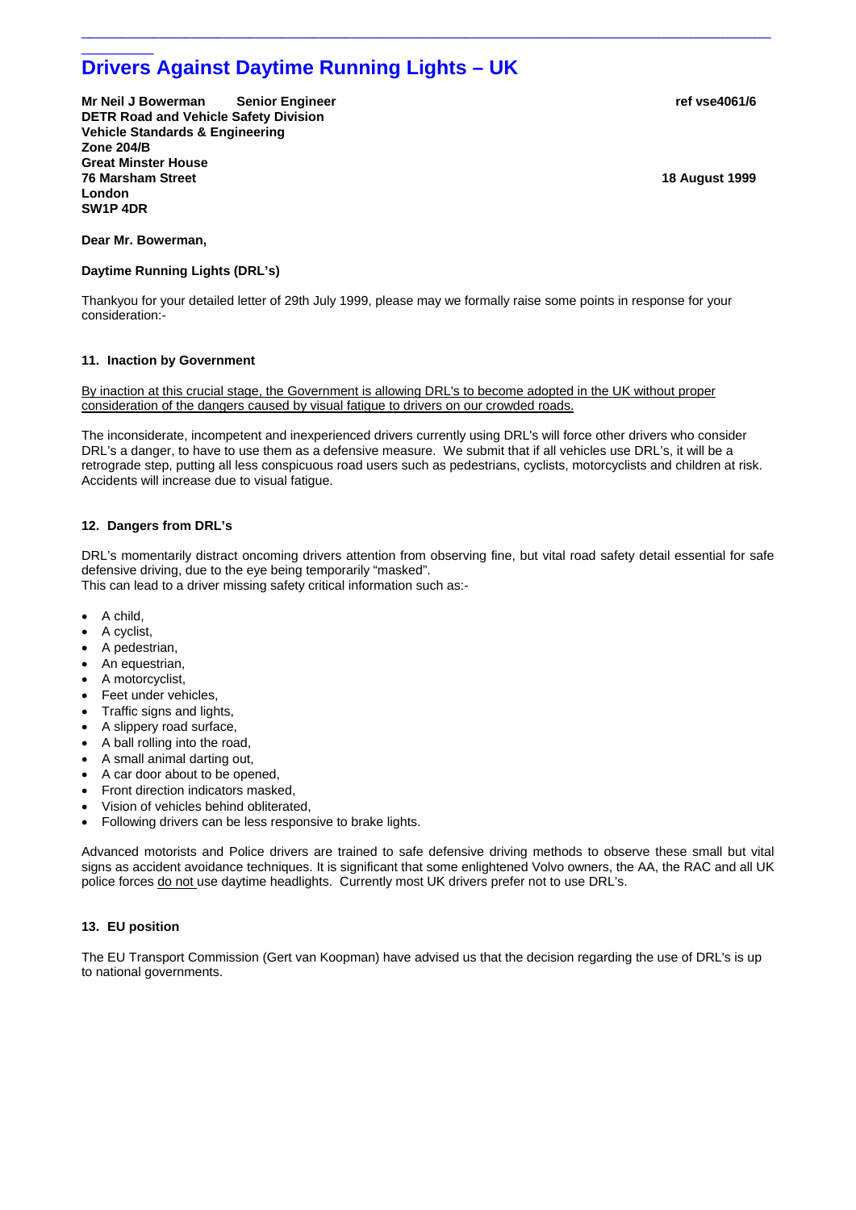# Drivers Against Daytime Running Lights – UK

**Mr Neil J Bowerman Senior Engineer** **ref vse4061/6**
**DETR Road and Vehicle Safety Division**
**Vehicle Standards & Engineering**
**Zone 204/B**
**Great Minster House**
**76 Marsham Street** **18 August 1999**
**London**
**SW1P 4DR**

**Dear Mr. Bowerman,**

**Daytime Running Lights (DRL's)**

Thankyou for your detailed letter of 29th July 1999, please may we formally raise some points in response for your consideration:-

**11. Inaction by Government**

By inaction at this crucial stage, the Government is allowing DRL's to become adopted in the UK without proper consideration of the dangers caused by visual fatigue to drivers on our crowded roads.

The inconsiderate, incompetent and inexperienced drivers currently using DRL's will force other drivers who consider DRL's a danger, to have to use them as a defensive measure. We submit that if all vehicles use DRL's, it will be a retrograde step, putting all less conspicuous road users such as pedestrians, cyclists, motorcyclists and children at risk. Accidents will increase due to visual fatigue.

**12. Dangers from DRL's**

DRL's momentarily distract oncoming drivers attention from observing fine, but vital road safety detail essential for safe defensive driving, due to the eye being temporarily "masked".
This can lead to a driver missing safety critical information such as:-

- A child,
- A cyclist,
- A pedestrian,
- An equestrian,
- A motorcyclist,
- Feet under vehicles,
- Traffic signs and lights,
- A slippery road surface,
- A ball rolling into the road,
- A small animal darting out,
- A car door about to be opened,
- Front direction indicators masked,
- Vision of vehicles behind obliterated,
- Following drivers can be less responsive to brake lights.

Advanced motorists and Police drivers are trained to safe defensive driving methods to observe these small but vital signs as accident avoidance techniques. It is significant that some enlightened Volvo owners, the AA, the RAC and all UK police forces do not use daytime headlights. Currently most UK drivers prefer not to use DRL's.

**13. EU position**

The EU Transport Commission (Gert van Koopman) have advised us that the decision regarding the use of DRL's is up to national governments.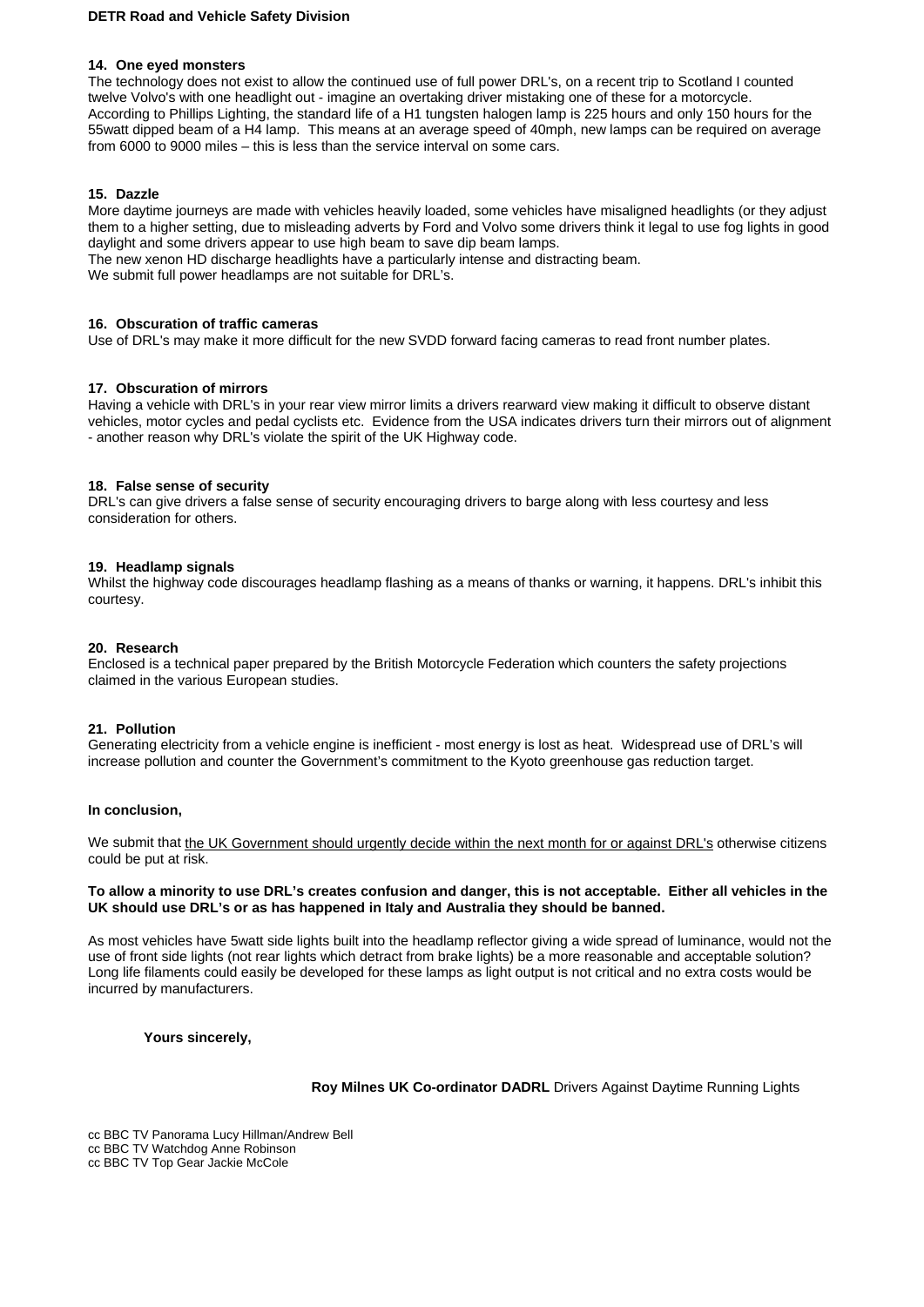**14. One eyed monsters**
The technology does not exist to allow the continued use of full power DRL's, on a recent trip to Scotland I counted twelve Volvo's with one headlight out - imagine an overtaking driver mistaking one of these for a motorcycle.
According to Phillips Lighting, the standard life of a H1 tungsten halogen lamp is 225 hours and only 150 hours for the 55watt dipped beam of a H4 lamp. This means at an average speed of 40mph, new lamps can be required on average from 6000 to 9000 miles – this is less than the service interval on some cars.

**15. Dazzle**
More daytime journeys are made with vehicles heavily loaded, some vehicles have misaligned headlights (or they adjust them to a higher setting, due to misleading adverts by Ford and Volvo some drivers think it legal to use fog lights in good daylight and some drivers appear to use high beam to save dip beam lamps.
The new xenon HD discharge headlights have a particularly intense and distracting beam.
We submit full power headlamps are not suitable for DRL's.

**16. Obscuration of traffic cameras**
Use of DRL's may make it more difficult for the new SVDD forward facing cameras to read front number plates.

**17. Obscuration of mirrors**
Having a vehicle with DRL's in your rear view mirror limits a drivers rearward view making it difficult to observe distant vehicles, motor cycles and pedal cyclists etc. Evidence from the USA indicates drivers turn their mirrors out of alignment - another reason why DRL's violate the spirit of the UK Highway code.

**18. False sense of security**
DRL's can give drivers a false sense of security encouraging drivers to barge along with less courtesy and less consideration for others.

**19. Headlamp signals**
Whilst the highway code discourages headlamp flashing as a means of thanks or warning, it happens. DRL's inhibit this courtesy.

**20. Research**
Enclosed is a technical paper prepared by the British Motorcycle Federation which counters the safety projections claimed in the various European studies.

**21. Pollution**
Generating electricity from a vehicle engine is inefficient - most energy is lost as heat. Widespread use of DRL's will increase pollution and counter the Government's commitment to the Kyoto greenhouse gas reduction target.

**In conclusion,**

We submit that <u>the UK Government should urgently decide within the next month for or against DRL's</u> otherwise citizens could be put at risk.

**To allow a minority to use DRL's creates confusion and danger, this is not acceptable. Either all vehicles in the UK should use DRL's or as has happened in Italy and Australia they should be banned.**

As most vehicles have 5watt side lights built into the headlamp reflector giving a wide spread of luminance, would not the use of front side lights (not rear lights which detract from brake lights) be a more reasonable and acceptable solution? Long life filaments could easily be developed for these lamps as light output is not critical and no extra costs would be incurred by manufacturers.

**Yours sincerely,**

**Roy Milnes UK Co-ordinator DADRL** Drivers Against Daytime Running Lights

cc BBC TV Panorama Lucy Hillman/Andrew Bell
cc BBC TV Watchdog Anne Robinson
cc BBC TV Top Gear Jackie McCole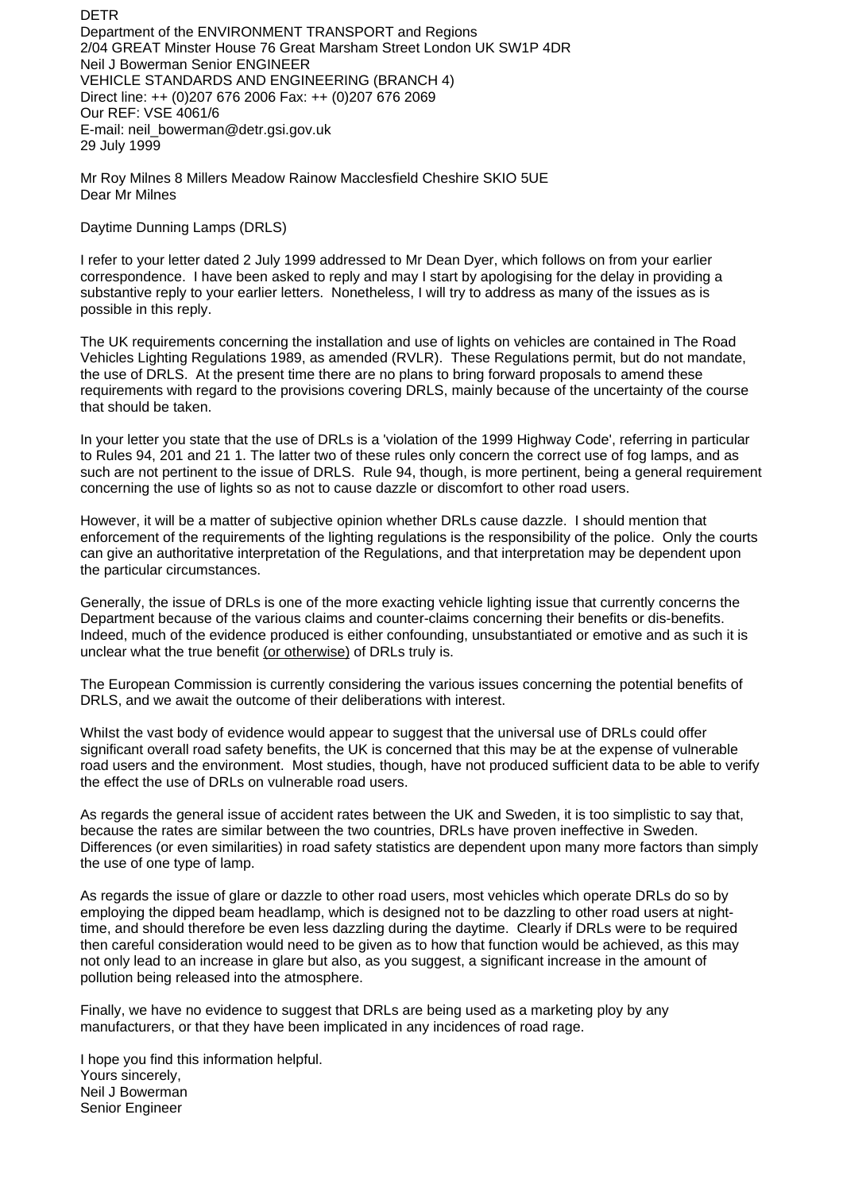DETR
Department of the ENVIRONMENT TRANSPORT and Regions
2/04 GREAT Minster House 76 Great Marsham Street London UK SW1P 4DR
Neil J Bowerman Senior ENGINEER
VEHICLE STANDARDS AND ENGINEERING (BRANCH 4)
Direct line: ++ (0)207 676 2006 Fax: ++ (0)207 676 2069
Our REF: VSE 4061/6
E-mail: neil_bowerman@detr.gsi.gov.uk
29 July 1999

Mr Roy Milnes 8 Millers Meadow Rainow Macclesfield Cheshire SKIO 5UE
Dear Mr Milnes

Daytime Dunning Lamps (DRLS)

I refer to your letter dated 2 July 1999 addressed to Mr Dean Dyer, which follows on from your earlier correspondence. I have been asked to reply and may I start by apologising for the delay in providing a substantive reply to your earlier letters. Nonetheless, I will try to address as many of the issues as is possible in this reply.

The UK requirements concerning the installation and use of lights on vehicles are contained in The Road Vehicles Lighting Regulations 1989, as amended (RVLR). These Regulations permit, but do not mandate, the use of DRLS. At the present time there are no plans to bring forward proposals to amend these requirements with regard to the provisions covering DRLS, mainly because of the uncertainty of the course that should be taken.

In your letter you state that the use of DRLs is a 'violation of the 1999 Highway Code', referring in particular to Rules 94, 201 and 21 1. The latter two of these rules only concern the correct use of fog lamps, and as such are not pertinent to the issue of DRLS. Rule 94, though, is more pertinent, being a general requirement concerning the use of lights so as not to cause dazzle or discomfort to other road users.

However, it will be a matter of subjective opinion whether DRLs cause dazzle. I should mention that enforcement of the requirements of the lighting regulations is the responsibility of the police. Only the courts can give an authoritative interpretation of the Regulations, and that interpretation may be dependent upon the particular circumstances.

Generally, the issue of DRLs is one of the more exacting vehicle lighting issue that currently concerns the Department because of the various claims and counter-claims concerning their benefits or dis-benefits. Indeed, much of the evidence produced is either confounding, unsubstantiated or emotive and as such it is unclear what the true benefit (or otherwise) of DRLs truly is.

The European Commission is currently considering the various issues concerning the potential benefits of DRLS, and we await the outcome of their deliberations with interest.

Whilst the vast body of evidence would appear to suggest that the universal use of DRLs could offer significant overall road safety benefits, the UK is concerned that this may be at the expense of vulnerable road users and the environment. Most studies, though, have not produced sufficient data to be able to verify the effect the use of DRLs on vulnerable road users.

As regards the general issue of accident rates between the UK and Sweden, it is too simplistic to say that, because the rates are similar between the two countries, DRLs have proven ineffective in Sweden. Differences (or even similarities) in road safety statistics are dependent upon many more factors than simply the use of one type of lamp.

As regards the issue of glare or dazzle to other road users, most vehicles which operate DRLs do so by employing the dipped beam headlamp, which is designed not to be dazzling to other road users at night-time, and should therefore be even less dazzling during the daytime. Clearly if DRLs were to be required then careful consideration would need to be given as to how that function would be achieved, as this may not only lead to an increase in glare but also, as you suggest, a significant increase in the amount of pollution being released into the atmosphere.

Finally, we have no evidence to suggest that DRLs are being used as a marketing ploy by any manufacturers, or that they have been implicated in any incidences of road rage.

I hope you find this information helpful.
Yours sincerely,
Neil J Bowerman
Senior Engineer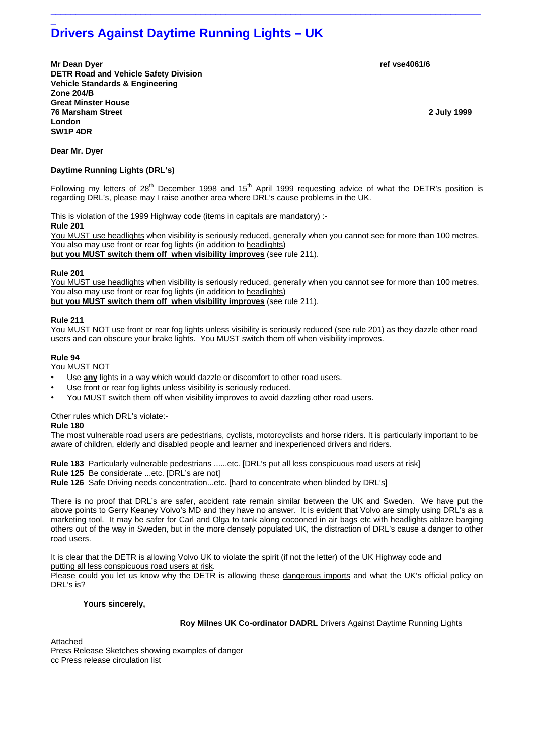# Drivers Against Daytime Running Lights – UK

**Mr Dean Dyer**
**DETR Road and Vehicle Safety Division**
**Vehicle Standards & Engineering**
**Zone 204/B**
**Great Minster House**
**76 Marsham Street**
**London**
**SW1P 4DR**

**ref vse4061/6**

**2 July 1999**

**Dear Mr. Dyer**

**Daytime Running Lights (DRL's)**

Following my letters of 28th December 1998 and 15th April 1999 requesting advice of what the DETR's position is regarding DRL's, please may I raise another area where DRL's cause problems in the UK.

This is violation of the 1999 Highway code (items in capitals are mandatory) :-

**Rule 201**
You MUST use headlights when visibility is seriously reduced, generally when you cannot see for more than 100 metres. You also may use front or rear fog lights (in addition to headlights)
**but you MUST switch them off when visibility improves** (see rule 211).

**Rule 201**
You MUST use headlights when visibility is seriously reduced, generally when you cannot see for more than 100 metres. You also may use front or rear fog lights (in addition to headlights)
**but you MUST switch them off when visibility improves** (see rule 211).

**Rule 211**
You MUST NOT use front or rear fog lights unless visibility is seriously reduced (see rule 201) as they dazzle other road users and can obscure your brake lights. You MUST switch them off when visibility improves.

**Rule 94**
You MUST NOT
- Use **any** lights in a way which would dazzle or discomfort to other road users.
- Use front or rear fog lights unless visibility is seriously reduced.
- You MUST switch them off when visibility improves to avoid dazzling other road users.

Other rules which DRL's violate:-

**Rule 180**
The most vulnerable road users are pedestrians, cyclists, motorcyclists and horse riders. It is particularly important to be aware of children, elderly and disabled people and learner and inexperienced drivers and riders.

**Rule 183** Particularly vulnerable pedestrians ......etc. [DRL's put all less conspicuous road users at risk]
**Rule 125** Be considerate ...etc. [DRL's are not]
**Rule 126** Safe Driving needs concentration...etc. [hard to concentrate when blinded by DRL's]

There is no proof that DRL's are safer, accident rate remain similar between the UK and Sweden. We have put the above points to Gerry Keaney Volvo's MD and they have no answer. It is evident that Volvo are simply using DRL's as a marketing tool. It may be safer for Carl and Olga to tank along cocooned in air bags etc with headlights ablaze barging others out of the way in Sweden, but in the more densely populated UK, the distraction of DRL's cause a danger to other road users.

It is clear that the DETR is allowing Volvo UK to violate the spirit (if not the letter) of the UK Highway code and putting all less conspicuous road users at risk.
Please could you let us know why the DETR is allowing these dangerous imports and what the UK's official policy on DRL's is?

**Yours sincerely,**

**Roy Milnes UK Co-ordinator DADRL** Drivers Against Daytime Running Lights

Attached
Press Release Sketches showing examples of danger
cc Press release circulation list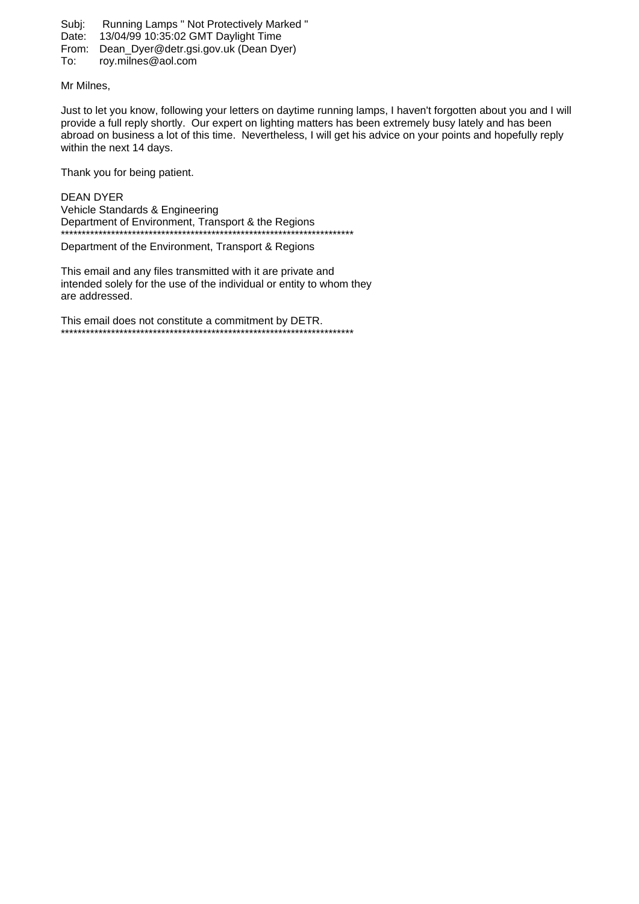Subj: Running Lamps " Not Protectively Marked "
Date: 13/04/99 10:35:02 GMT Daylight Time
From: Dean_Dyer@detr.gsi.gov.uk (Dean Dyer)
To: roy.milnes@aol.com

Mr Milnes,

Just to let you know, following your letters on daytime running lamps, I haven't forgotten about you and I will provide a full reply shortly. Our expert on lighting matters has been extremely busy lately and has been abroad on business a lot of this time. Nevertheless, I will get his advice on your points and hopefully reply within the next 14 days.

Thank you for being patient.

DEAN DYER
Vehicle Standards & Engineering
Department of Environment, Transport & the Regions
**********************************************************************
Department of the Environment, Transport & Regions

This email and any files transmitted with it are private and intended solely for the use of the individual or entity to whom they are addressed.

This email does not constitute a commitment by DETR.
**********************************************************************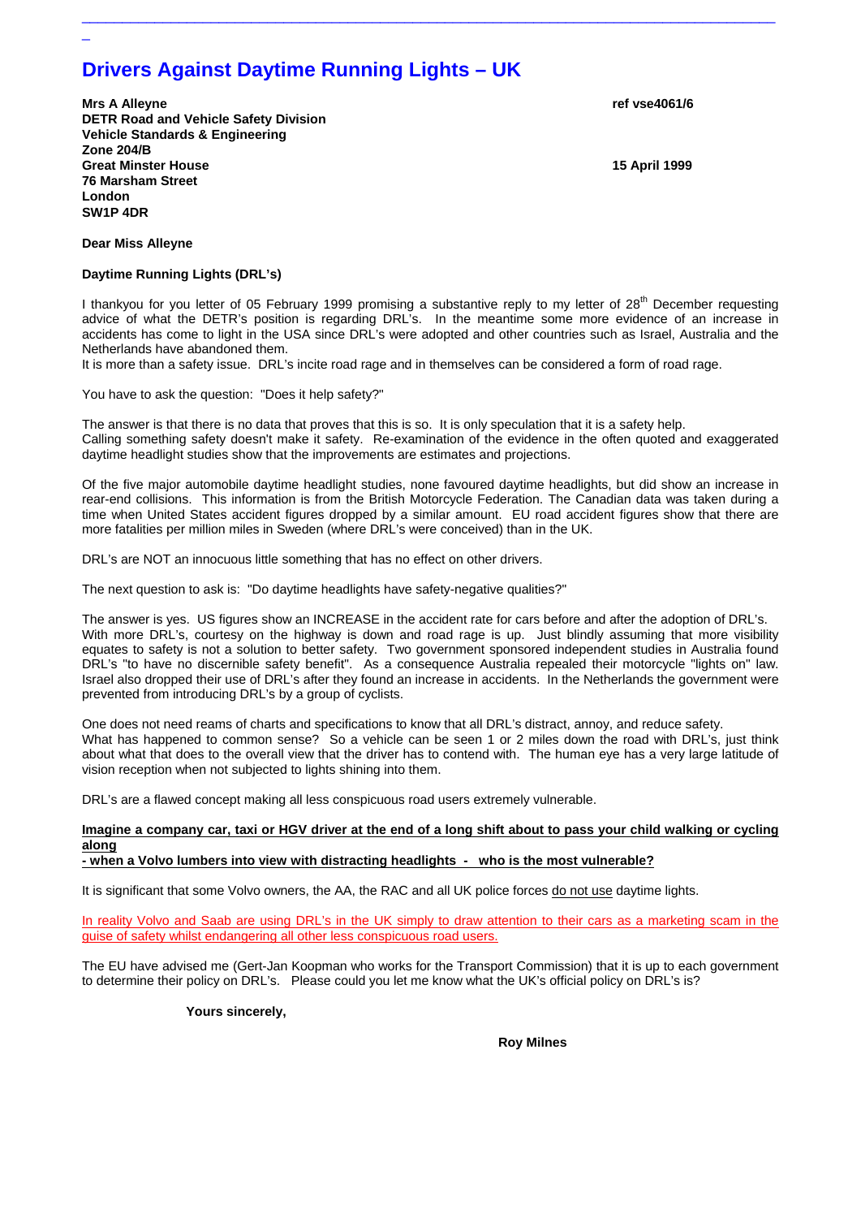# Drivers Against Daytime Running Lights – UK

**Mrs A Alleyne**
**DETR Road and Vehicle Safety Division**
**Vehicle Standards & Engineering**
**Zone 204/B**
**Great Minster House**
**76 Marsham Street**
**London**
**SW1P 4DR**

**ref vse4061/6**

**15 April 1999**

**Dear Miss Alleyne**

**Daytime Running Lights (DRL's)**

I thankyou for you letter of 05 February 1999 promising a substantive reply to my letter of 28th December requesting advice of what the DETR's position is regarding DRL's. In the meantime some more evidence of an increase in accidents has come to light in the USA since DRL's were adopted and other countries such as Israel, Australia and the Netherlands have abandoned them.
It is more than a safety issue. DRL's incite road rage and in themselves can be considered a form of road rage.

You have to ask the question: "Does it help safety?"

The answer is that there is no data that proves that this is so. It is only speculation that it is a safety help.
Calling something safety doesn't make it safety. Re-examination of the evidence in the often quoted and exaggerated daytime headlight studies show that the improvements are estimates and projections.

Of the five major automobile daytime headlight studies, none favoured daytime headlights, but did show an increase in rear-end collisions. This information is from the British Motorcycle Federation. The Canadian data was taken during a time when United States accident figures dropped by a similar amount. EU road accident figures show that there are more fatalities per million miles in Sweden (where DRL's were conceived) than in the UK.

DRL's are NOT an innocuous little something that has no effect on other drivers.

The next question to ask is: "Do daytime headlights have safety-negative qualities?"

The answer is yes. US figures show an INCREASE in the accident rate for cars before and after the adoption of DRL's.
With more DRL's, courtesy on the highway is down and road rage is up. Just blindly assuming that more visibility equates to safety is not a solution to better safety. Two government sponsored independent studies in Australia found DRL's "to have no discernible safety benefit". As a consequence Australia repealed their motorcycle "lights on" law. Israel also dropped their use of DRL's after they found an increase in accidents. In the Netherlands the government were prevented from introducing DRL's by a group of cyclists.

One does not need reams of charts and specifications to know that all DRL's distract, annoy, and reduce safety.
What has happened to common sense? So a vehicle can be seen 1 or 2 miles down the road with DRL's, just think about what that does to the overall view that the driver has to contend with. The human eye has a very large latitude of vision reception when not subjected to lights shining into them.

DRL's are a flawed concept making all less conspicuous road users extremely vulnerable.

<u>**Imagine a company car, taxi or HGV driver at the end of a long shift about to pass your child walking or cycling along**</u>
<u>**- when a Volvo lumbers into view with distracting headlights - who is the most vulnerable?**</u>

It is significant that some Volvo owners, the AA, the RAC and all UK police forces <u>do not use</u> daytime lights.

<u>In reality Volvo and Saab are using DRL's in the UK simply to draw attention to their cars as a marketing scam in the guise of safety whilst endangering all other less conspicuous road users.</u>

The EU have advised me (Gert-Jan Koopman who works for the Transport Commission) that it is up to each government to determine their policy on DRL's. Please could you let me know what the UK's official policy on DRL's is?

**Yours sincerely,**

**Roy Milnes**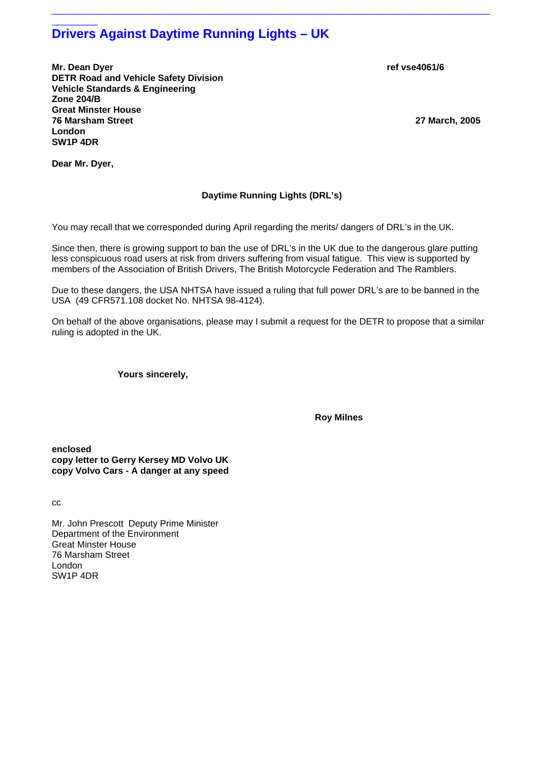# Drivers Against Daytime Running Lights – UK

**Mr. Dean Dyer**
**DETR Road and Vehicle Safety Division**
**Vehicle Standards & Engineering**
**Zone 204/B**
**Great Minster House**
**76 Marsham Street**
**London**
**SW1P 4DR**

**ref vse4061/6**

**27 March, 2005**

**Dear Mr. Dyer,**

**Daytime Running Lights (DRL's)**

You may recall that we corresponded during April regarding the merits/ dangers of DRL's in the UK.

Since then, there is growing support to ban the use of DRL's in the UK due to the dangerous glare putting less conspicuous road users at risk from drivers suffering from visual fatigue. This view is supported by members of the Association of British Drivers, The British Motorcycle Federation and The Ramblers.

Due to these dangers, the USA NHTSA have issued a ruling that full power DRL's are to be banned in the USA (49 CFR571.108 docket No. NHTSA 98-4124).

On behalf of the above organisations, please may I submit a request for the DETR to propose that a similar ruling is adopted in the UK.

**Yours sincerely,**

**Roy Milnes**

**enclosed**
**copy letter to Gerry Kersey MD Volvo UK**
**copy Volvo Cars - A danger at any speed**

cc

Mr. John Prescott Deputy Prime Minister
Department of the Environment
Great Minster House
76 Marsham Street
London
SW1P 4DR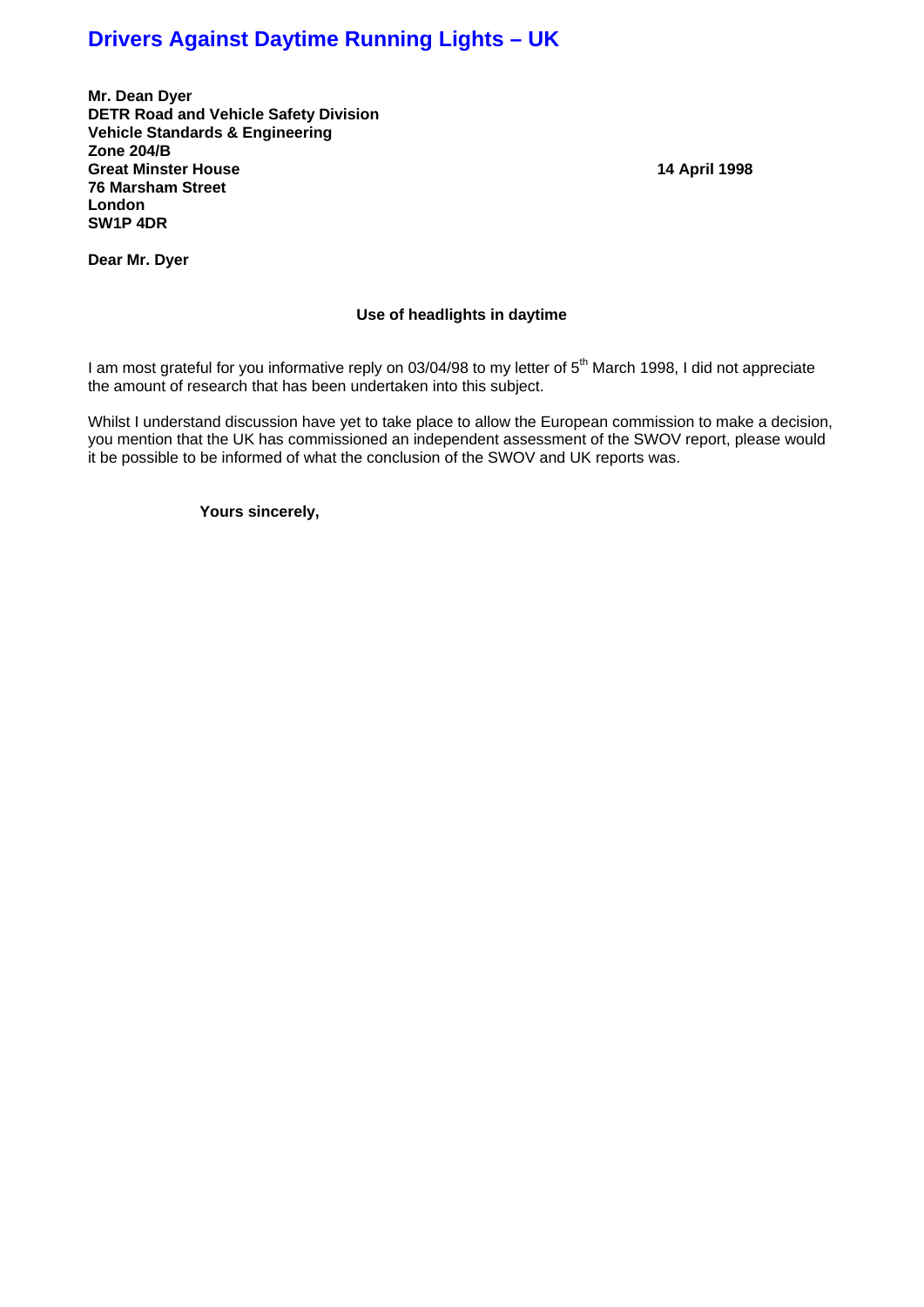# Drivers Against Daytime Running Lights – UK

**Mr. Dean Dyer**
**DETR Road and Vehicle Safety Division**
**Vehicle Standards & Engineering**
**Zone 204/B**
**Great Minster House**
**76 Marsham Street**
**London**
**SW1P 4DR**

**14 April 1998**

**Dear Mr. Dyer**

**Use of headlights in daytime**

I am most grateful for you informative reply on 03/04/98 to my letter of 5th March 1998, I did not appreciate the amount of research that has been undertaken into this subject.

Whilst I understand discussion have yet to take place to allow the European commission to make a decision, you mention that the UK has commissioned an independent assessment of the SWOV report, please would it be possible to be informed of what the conclusion of the SWOV and UK reports was.

**Yours sincerely,**